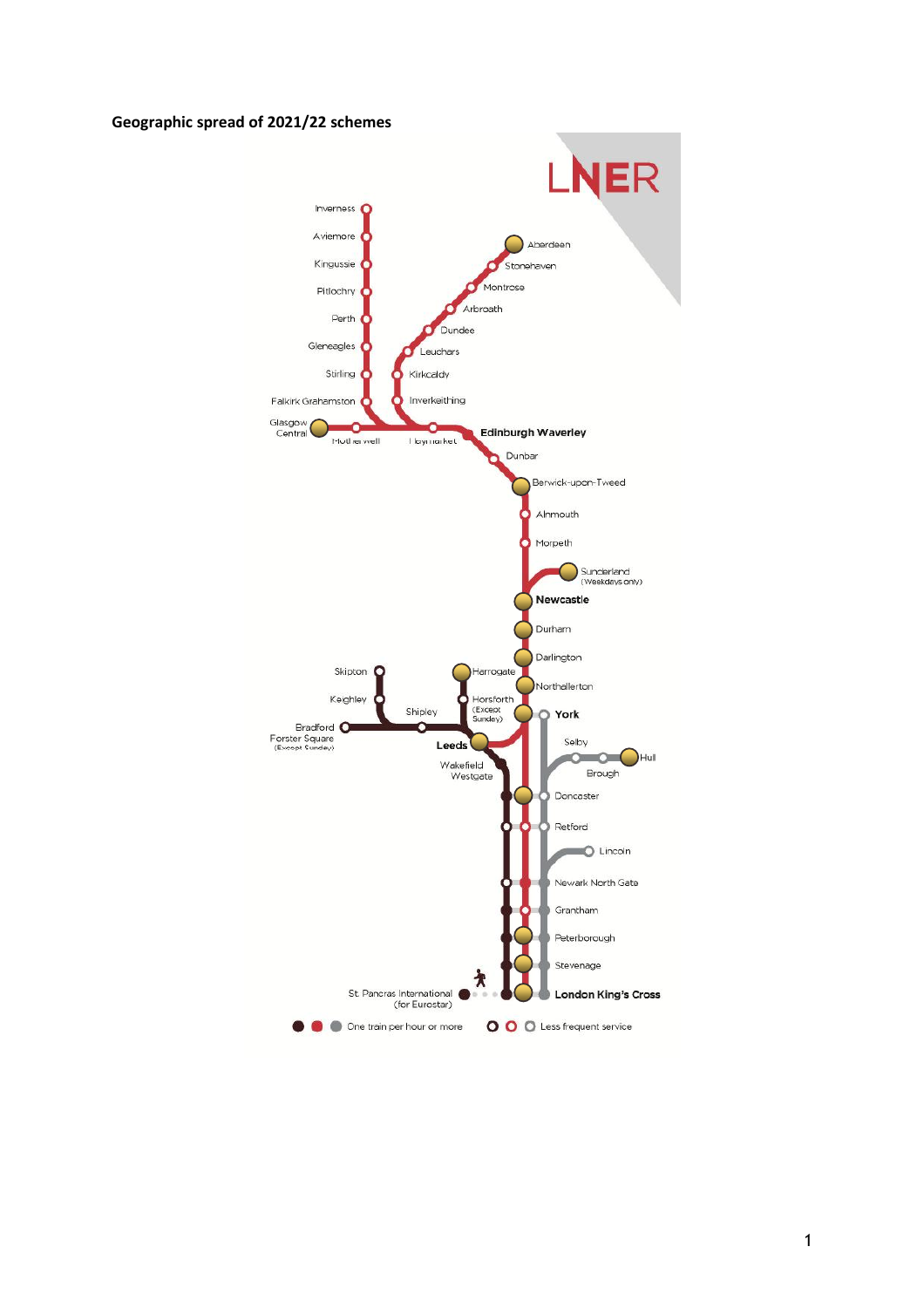**Geographic spread of 2021/22 schemes**

LNER

Inverness
Aviemore
Kingussie
Pitlochry
Perth
Gleneagles
Stirling
Falkirk Grahamston
Glasgow Central
Motherwell
Haymarket
Aberdeen
Stonehaven
Montrose
Arbroath
Dundee
Leuchars
Kirkcaldy
Inverkeithing
Edinburgh Waverley
Dunbar
Berwick-upon-Tweed
Alnmouth
Morpeth
Sunderland (Weekdays only)
Newcastle
Durham
Darlington
Northallerton
Skipton
Keighley
Shipley
Bradford Forster Square (Except Sunday)
Harrogate
Horsforth (Except Sunday)
York
Leeds
Selby
Hull
Brough
Wakefield Westgate
Doncaster
Retford
Lincoln
Newark North Gate
Grantham
Peterborough
Stevenage
St Pancras International (for Eurostar)
London King's Cross

One train per hour or more
Less frequent service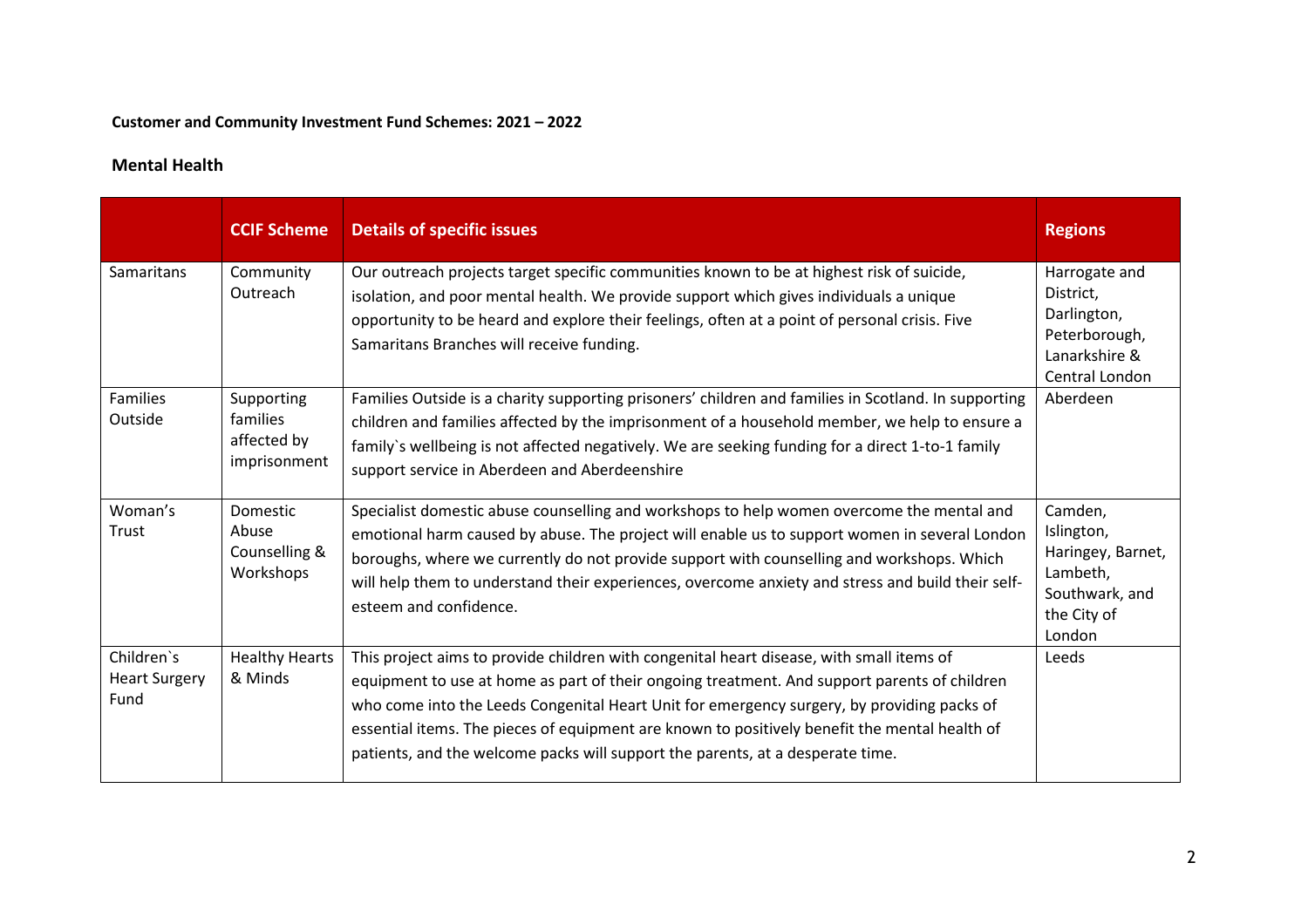**Customer and Community Investment Fund Schemes: 2021 – 2022**

**Mental Health**

| | CCIF Scheme | Details of specific issues | Regions |
|---|---|---|---|
| Samaritans | Community Outreach | Our outreach projects target specific communities known to be at highest risk of suicide, isolation, and poor mental health. We provide support which gives individuals a unique opportunity to be heard and explore their feelings, often at a point of personal crisis. Five Samaritans Branches will receive funding. | Harrogate and District, Darlington, Peterborough, Lanarkshire & Central London |
| Families Outside | Supporting families affected by imprisonment | Families Outside is a charity supporting prisoners' children and families in Scotland. In supporting children and families affected by the imprisonment of a household member, we help to ensure a family`s wellbeing is not affected negatively. We are seeking funding for a direct 1-to-1 family support service in Aberdeen and Aberdeenshire | Aberdeen |
| Woman's Trust | Domestic Abuse Counselling & Workshops | Specialist domestic abuse counselling and workshops to help women overcome the mental and emotional harm caused by abuse. The project will enable us to support women in several London boroughs, where we currently do not provide support with counselling and workshops. Which will help them to understand their experiences, overcome anxiety and stress and build their self-esteem and confidence. | Camden, Islington, Haringey, Barnet, Lambeth, Southwark, and the City of London |
| Children`s Heart Surgery Fund | Healthy Hearts & Minds | This project aims to provide children with congenital heart disease, with small items of equipment to use at home as part of their ongoing treatment. And support parents of children who come into the Leeds Congenital Heart Unit for emergency surgery, by providing packs of essential items. The pieces of equipment are known to positively benefit the mental health of patients, and the welcome packs will support the parents, at a desperate time. | Leeds |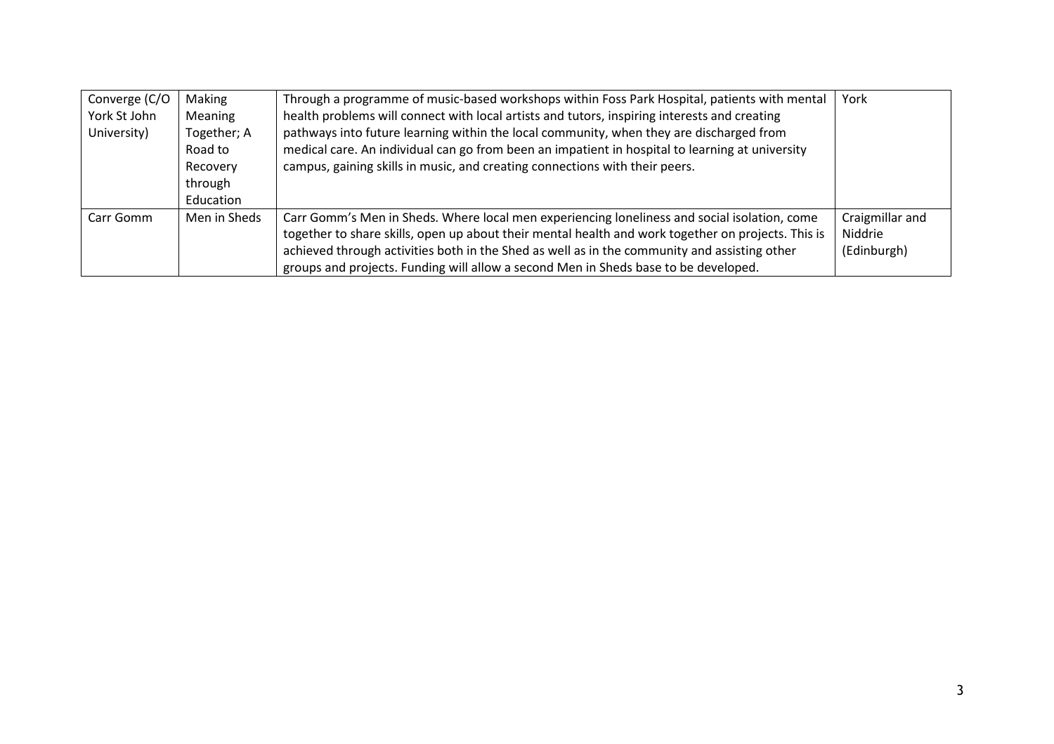| | | | |
|---|---|---|---|
| Converge (C/O York St John University) | Making Meaning Together; A Road to Recovery through Education | Through a programme of music-based workshops within Foss Park Hospital, patients with mental health problems will connect with local artists and tutors, inspiring interests and creating pathways into future learning within the local community, when they are discharged from medical care. An individual can go from been an impatient in hospital to learning at university campus, gaining skills in music, and creating connections with their peers. | York |
| Carr Gomm | Men in Sheds | Carr Gomm's Men in Sheds. Where local men experiencing loneliness and social isolation, come together to share skills, open up about their mental health and work together on projects. This is achieved through activities both in the Shed as well as in the community and assisting other groups and projects. Funding will allow a second Men in Sheds base to be developed. | Craigmillar and Niddrie (Edinburgh) |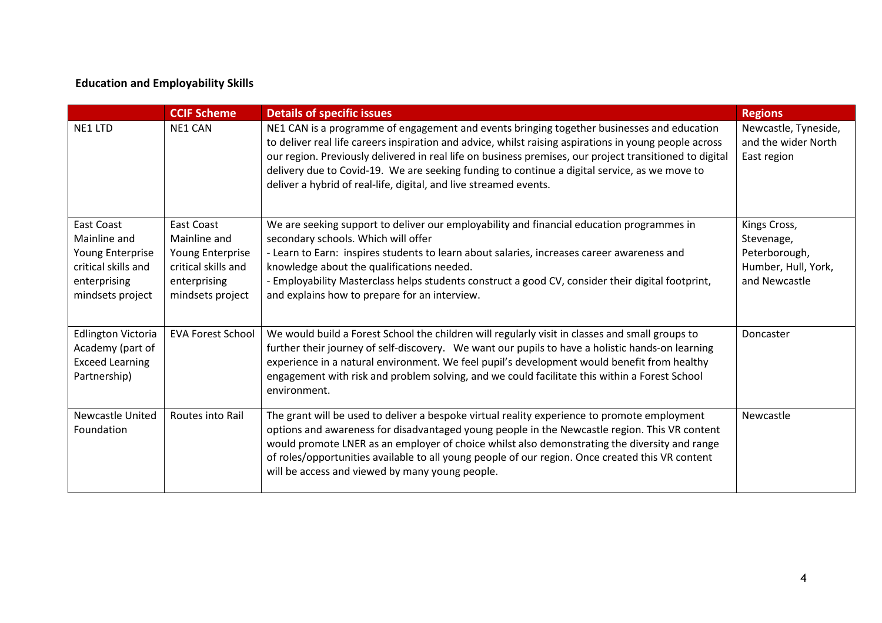**Education and Employability Skills**

| | CCIF Scheme | Details of specific issues | Regions |
|---|---|---|---|
| NE1 LTD | NE1 CAN | NE1 CAN is a programme of engagement and events bringing together businesses and education to deliver real life careers inspiration and advice, whilst raising aspirations in young people across our region. Previously delivered in real life on business premises, our project transitioned to digital delivery due to Covid-19. We are seeking funding to continue a digital service, as we move to deliver a hybrid of real-life, digital, and live streamed events. | Newcastle, Tyneside, and the wider North East region |
| East Coast Mainline and Young Enterprise critical skills and enterprising mindsets project | East Coast Mainline and Young Enterprise critical skills and enterprising mindsets project | We are seeking support to deliver our employability and financial education programmes in secondary schools. Which will offer<br>- Learn to Earn: inspires students to learn about salaries, increases career awareness and knowledge about the qualifications needed.<br>- Employability Masterclass helps students construct a good CV, consider their digital footprint, and explains how to prepare for an interview. | Kings Cross, Stevenage, Peterborough, Humber, Hull, York, and Newcastle |
| Edlington Victoria Academy (part of Exceed Learning Partnership) | EVA Forest School | We would build a Forest School the children will regularly visit in classes and small groups to further their journey of self-discovery. We want our pupils to have a holistic hands-on learning experience in a natural environment. We feel pupil's development would benefit from healthy engagement with risk and problem solving, and we could facilitate this within a Forest School environment. | Doncaster |
| Newcastle United Foundation | Routes into Rail | The grant will be used to deliver a bespoke virtual reality experience to promote employment options and awareness for disadvantaged young people in the Newcastle region. This VR content would promote LNER as an employer of choice whilst also demonstrating the diversity and range of roles/opportunities available to all young people of our region. Once created this VR content will be access and viewed by many young people. | Newcastle |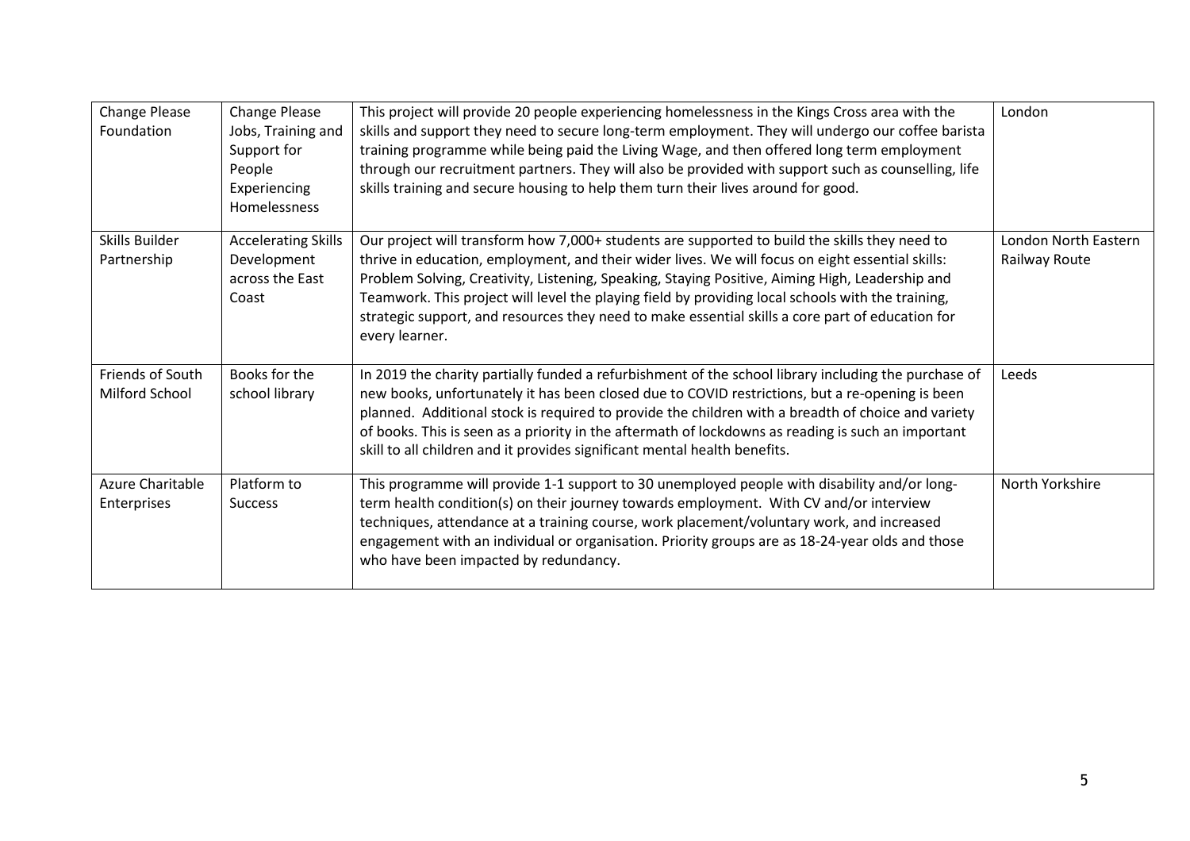| Change Please Foundation | Change Please Jobs, Training and Support for People Experiencing Homelessness | This project will provide 20 people experiencing homelessness in the Kings Cross area with the skills and support they need to secure long-term employment. They will undergo our coffee barista training programme while being paid the Living Wage, and then offered long term employment through our recruitment partners. They will also be provided with support such as counselling, life skills training and secure housing to help them turn their lives around for good. | London |
|---|---|---|---|
| Skills Builder Partnership | Accelerating Skills Development across the East Coast | Our project will transform how 7,000+ students are supported to build the skills they need to thrive in education, employment, and their wider lives. We will focus on eight essential skills: Problem Solving, Creativity, Listening, Speaking, Staying Positive, Aiming High, Leadership and Teamwork. This project will level the playing field by providing local schools with the training, strategic support, and resources they need to make essential skills a core part of education for every learner. | London North Eastern Railway Route |
| Friends of South Milford School | Books for the school library | In 2019 the charity partially funded a refurbishment of the school library including the purchase of new books, unfortunately it has been closed due to COVID restrictions, but a re-opening is been planned. Additional stock is required to provide the children with a breadth of choice and variety of books. This is seen as a priority in the aftermath of lockdowns as reading is such an important skill to all children and it provides significant mental health benefits. | Leeds |
| Azure Charitable Enterprises | Platform to Success | This programme will provide 1-1 support to 30 unemployed people with disability and/or long-term health condition(s) on their journey towards employment. With CV and/or interview techniques, attendance at a training course, work placement/voluntary work, and increased engagement with an individual or organisation. Priority groups are as 18-24-year olds and those who have been impacted by redundancy. | North Yorkshire |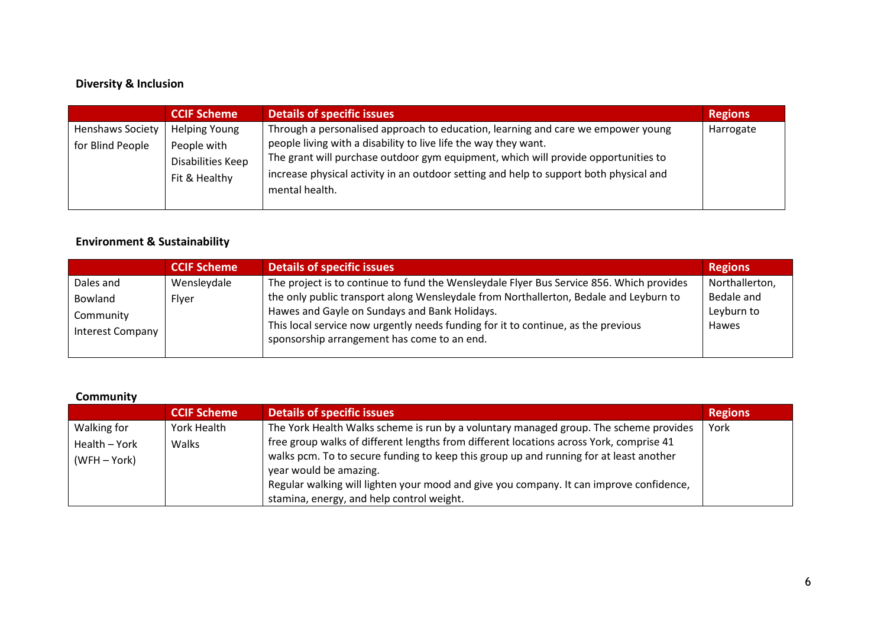**Diversity & Inclusion**

| | CCIF Scheme | Details of specific issues | Regions |
|---|---|---|---|
| Henshaws Society for Blind People | Helping Young People with Disabilities Keep Fit & Healthy | Through a personalised approach to education, learning and care we empower young people living with a disability to live life the way they want.<br>The grant will purchase outdoor gym equipment, which will provide opportunities to increase physical activity in an outdoor setting and help to support both physical and mental health. | Harrogate |

**Environment & Sustainability**

| | CCIF Scheme | Details of specific issues | Regions |
|---|---|---|---|
| Dales and Bowland Community Interest Company | Wensleydale Flyer | The project is to continue to fund the Wensleydale Flyer Bus Service 856. Which provides the only public transport along Wensleydale from Northallerton, Bedale and Leyburn to Hawes and Gayle on Sundays and Bank Holidays.<br>This local service now urgently needs funding for it to continue, as the previous sponsorship arrangement has come to an end. | Northallerton, Bedale and Leyburn to Hawes |

**Community**

| | CCIF Scheme | Details of specific issues | Regions |
|---|---|---|---|
| Walking for Health – York (WFH – York) | York Health Walks | The York Health Walks scheme is run by a voluntary managed group. The scheme provides free group walks of different lengths from different locations across York, comprise 41 walks pcm. To to secure funding to keep this group up and running for at least another year would be amazing.<br>Regular walking will lighten your mood and give you company. It can improve confidence, stamina, energy, and help control weight. | York |